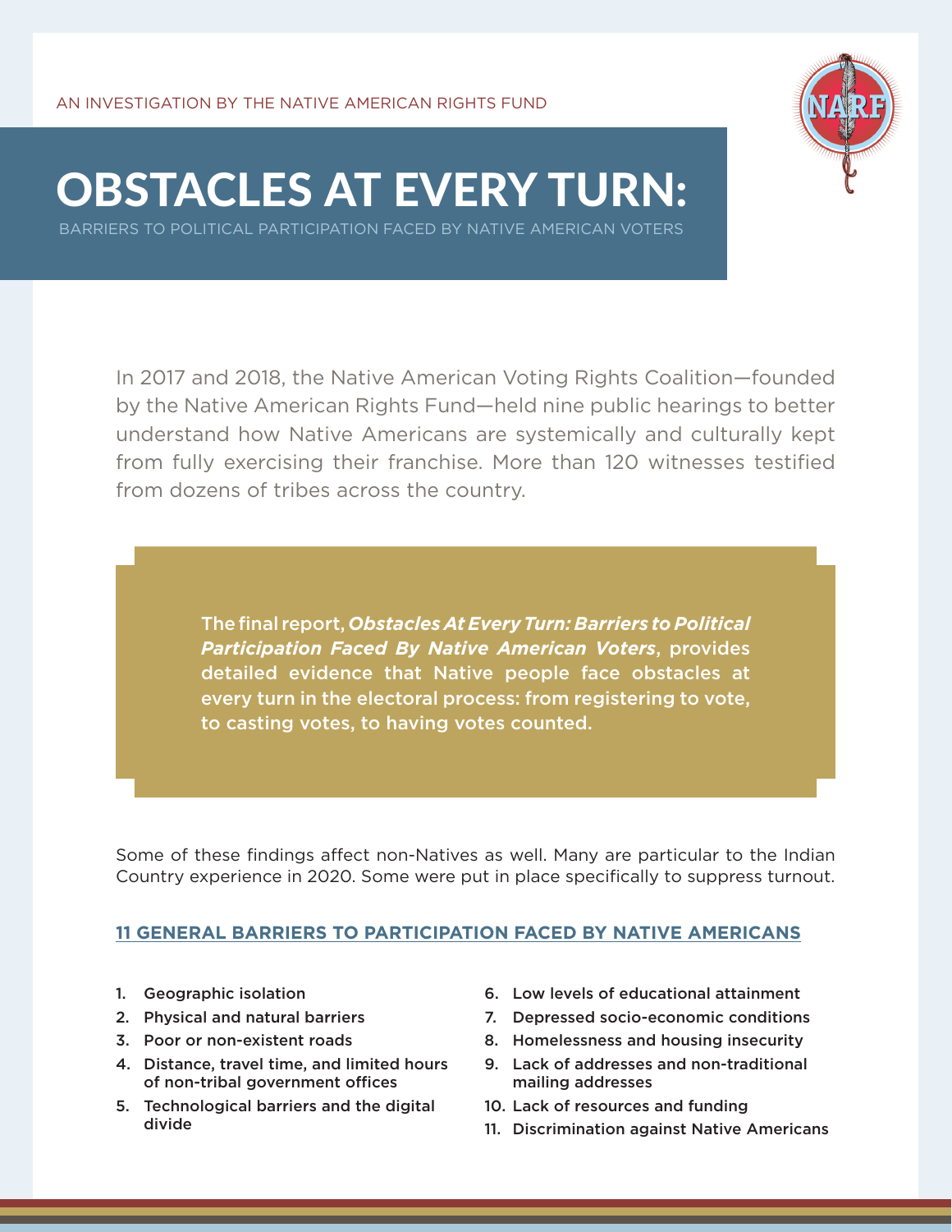AN INVESTIGATION BY THE NATIVE AMERICAN RIGHTS FUND

# OBSTACLES AT EVERY TURN:

BARRIERS TO POLITICAL PARTICIPATION FACED BY NATIVE AMERICAN VOTERS

In 2017 and 2018, the Native American Voting Rights Coalition—founded by the Native American Rights Fund—held nine public hearings to better understand how Native Americans are systemically and culturally kept from fully exercising their franchise. More than 120 witnesses testified from dozens of tribes across the country.

> **The final report, *Obstacles At Every Turn: Barriers to Political Participation Faced By Native American Voters*, provides detailed evidence that Native people face obstacles at every turn in the electoral process: from registering to vote, to casting votes, to having votes counted.**

Some of these findings affect non-Natives as well. Many are particular to the Indian Country experience in 2020. Some were put in place specifically to suppress turnout.

## 11 GENERAL BARRIERS TO PARTICIPATION FACED BY NATIVE AMERICANS

1. Geographic isolation
2. Physical and natural barriers
3. Poor or non-existent roads
4. Distance, travel time, and limited hours of non-tribal government offices
5. Technological barriers and the digital divide
6. Low levels of educational attainment
7. Depressed socio-economic conditions
8. Homelessness and housing insecurity
9. Lack of addresses and non-traditional mailing addresses
10. Lack of resources and funding
11. Discrimination against Native Americans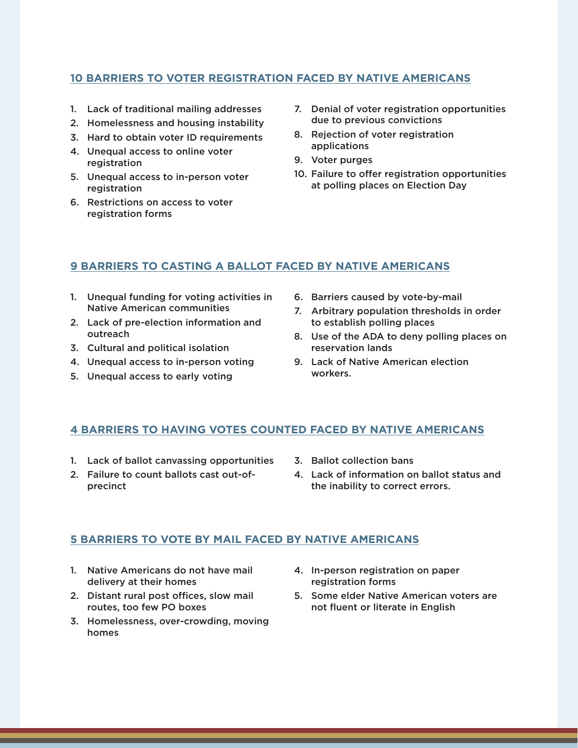## 10 BARRIERS TO VOTER REGISTRATION FACED BY NATIVE AMERICANS

1. Lack of traditional mailing addresses
2. Homelessness and housing instability
3. Hard to obtain voter ID requirements
4. Unequal access to online voter registration
5. Unequal access to in-person voter registration
6. Restrictions on access to voter registration forms
7. Denial of voter registration opportunities due to previous convictions
8. Rejection of voter registration applications
9. Voter purges
10. Failure to offer registration opportunities at polling places on Election Day

## 9 BARRIERS TO CASTING A BALLOT FACED BY NATIVE AMERICANS

1. Unequal funding for voting activities in Native American communities
2. Lack of pre-election information and outreach
3. Cultural and political isolation
4. Unequal access to in-person voting
5. Unequal access to early voting
6. Barriers caused by vote-by-mail
7. Arbitrary population thresholds in order to establish polling places
8. Use of the ADA to deny polling places on reservation lands
9. Lack of Native American election workers.

## 4 BARRIERS TO HAVING VOTES COUNTED FACED BY NATIVE AMERICANS

1. Lack of ballot canvassing opportunities
2. Failure to count ballots cast out-of-precinct
3. Ballot collection bans
4. Lack of information on ballot status and the inability to correct errors.

## 5 BARRIERS TO VOTE BY MAIL FACED BY NATIVE AMERICANS

1. Native Americans do not have mail delivery at their homes
2. Distant rural post offices, slow mail routes, too few PO boxes
3. Homelessness, over-crowding, moving homes
4. In-person registration on paper registration forms
5. Some elder Native American voters are not fluent or literate in English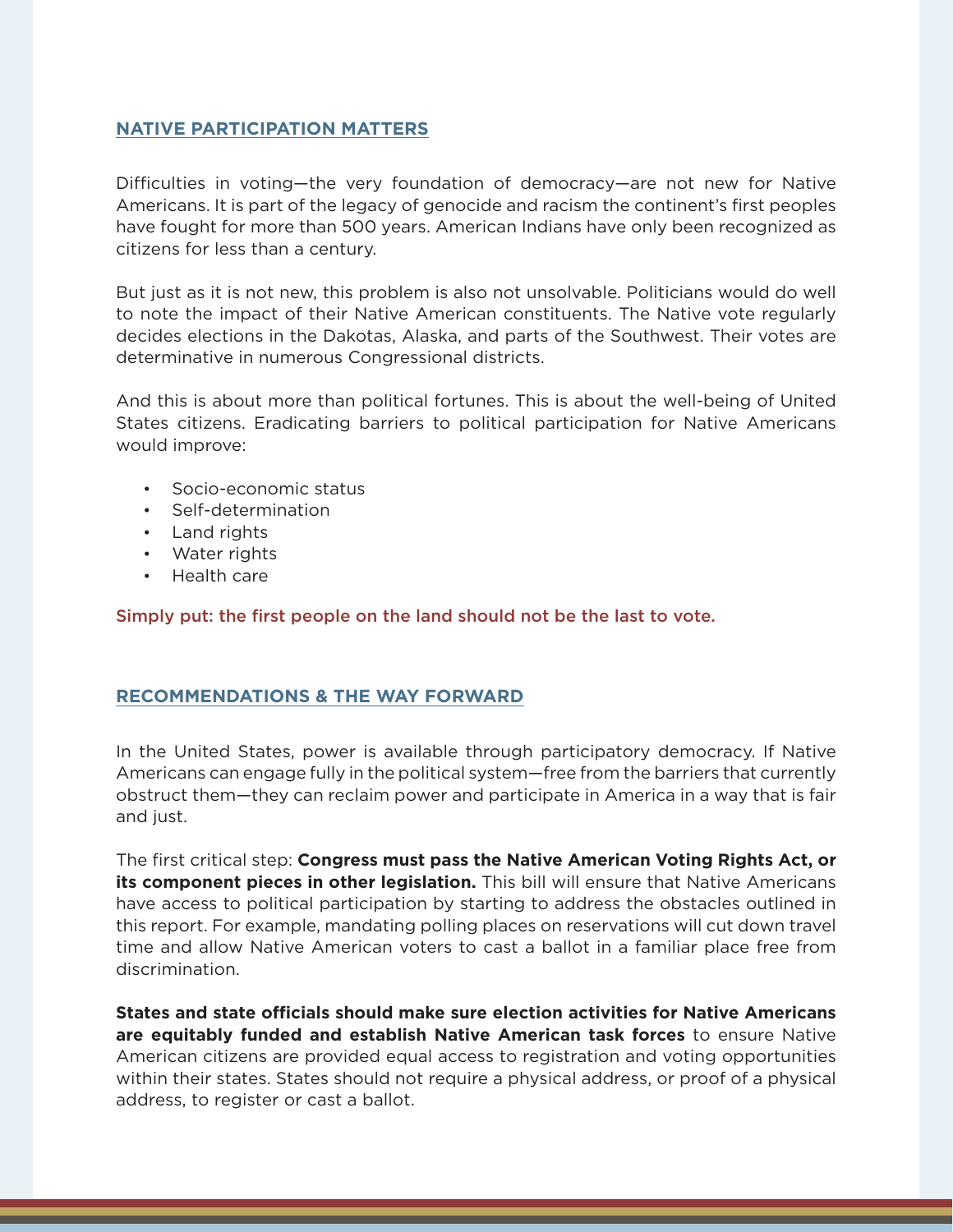## NATIVE PARTICIPATION MATTERS

Difficulties in voting—the very foundation of democracy—are not new for Native Americans. It is part of the legacy of genocide and racism the continent's first peoples have fought for more than 500 years. American Indians have only been recognized as citizens for less than a century.

But just as it is not new, this problem is also not unsolvable. Politicians would do well to note the impact of their Native American constituents. The Native vote regularly decides elections in the Dakotas, Alaska, and parts of the Southwest. Their votes are determinative in numerous Congressional districts.

And this is about more than political fortunes. This is about the well-being of United States citizens. Eradicating barriers to political participation for Native Americans would improve:

- Socio-economic status
- Self-determination
- Land rights
- Water rights
- Health care

Simply put: the first people on the land should not be the last to vote.

## RECOMMENDATIONS & THE WAY FORWARD

In the United States, power is available through participatory democracy. If Native Americans can engage fully in the political system—free from the barriers that currently obstruct them—they can reclaim power and participate in America in a way that is fair and just.

The first critical step: **Congress must pass the Native American Voting Rights Act, or its component pieces in other legislation.** This bill will ensure that Native Americans have access to political participation by starting to address the obstacles outlined in this report. For example, mandating polling places on reservations will cut down travel time and allow Native American voters to cast a ballot in a familiar place free from discrimination.

**States and state officials should make sure election activities for Native Americans are equitably funded and establish Native American task forces** to ensure Native American citizens are provided equal access to registration and voting opportunities within their states. States should not require a physical address, or proof of a physical address, to register or cast a ballot.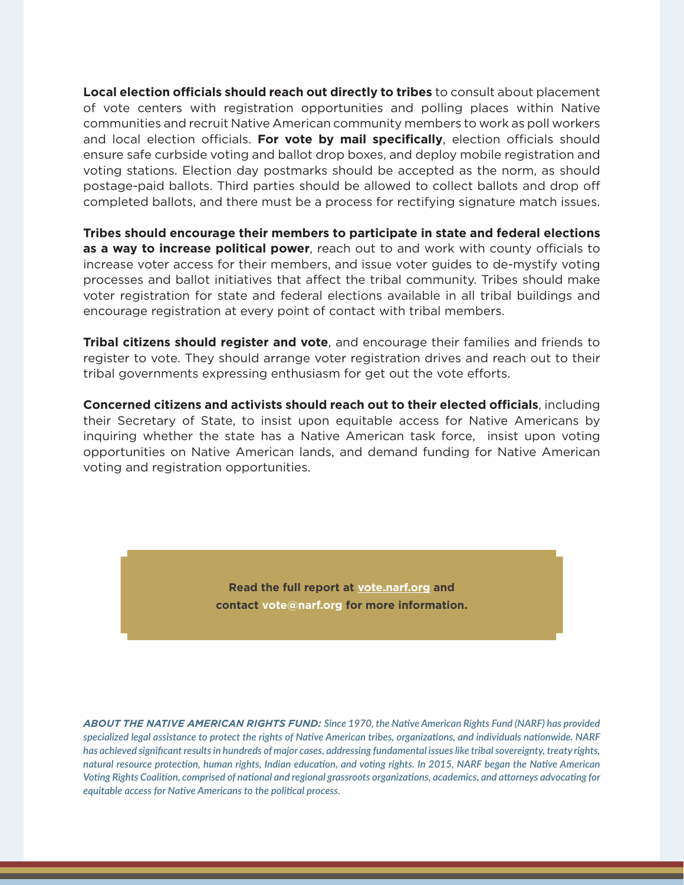**Local election officials should reach out directly to tribes** to consult about placement of vote centers with registration opportunities and polling places within Native communities and recruit Native American community members to work as poll workers and local election officials. **For vote by mail specifically**, election officials should ensure safe curbside voting and ballot drop boxes, and deploy mobile registration and voting stations. Election day postmarks should be accepted as the norm, as should postage-paid ballots. Third parties should be allowed to collect ballots and drop off completed ballots, and there must be a process for rectifying signature match issues.

**Tribes should encourage their members to participate in state and federal elections as a way to increase political power**, reach out to and work with county officials to increase voter access for their members, and issue voter guides to de-mystify voting processes and ballot initiatives that affect the tribal community. Tribes should make voter registration for state and federal elections available in all tribal buildings and encourage registration at every point of contact with tribal members.

**Tribal citizens should register and vote**, and encourage their families and friends to register to vote. They should arrange voter registration drives and reach out to their tribal governments expressing enthusiasm for get out the vote efforts.

**Concerned citizens and activists should reach out to their elected officials**, including their Secretary of State, to insist upon equitable access for Native Americans by inquiring whether the state has a Native American task force, insist upon voting opportunities on Native American lands, and demand funding for Native American voting and registration opportunities.

**Read the full report at vote.narf.org and contact vote@narf.org for more information.**

***ABOUT THE NATIVE AMERICAN RIGHTS FUND:*** *Since 1970, the Native American Rights Fund (NARF) has provided specialized legal assistance to protect the rights of Native American tribes, organizations, and individuals nationwide. NARF has achieved significant results in hundreds of major cases, addressing fundamental issues like tribal sovereignty, treaty rights, natural resource protection, human rights, Indian education, and voting rights. In 2015, NARF began the Native American Voting Rights Coalition, comprised of national and regional grassroots organizations, academics, and attorneys advocating for equitable access for Native Americans to the political process.*